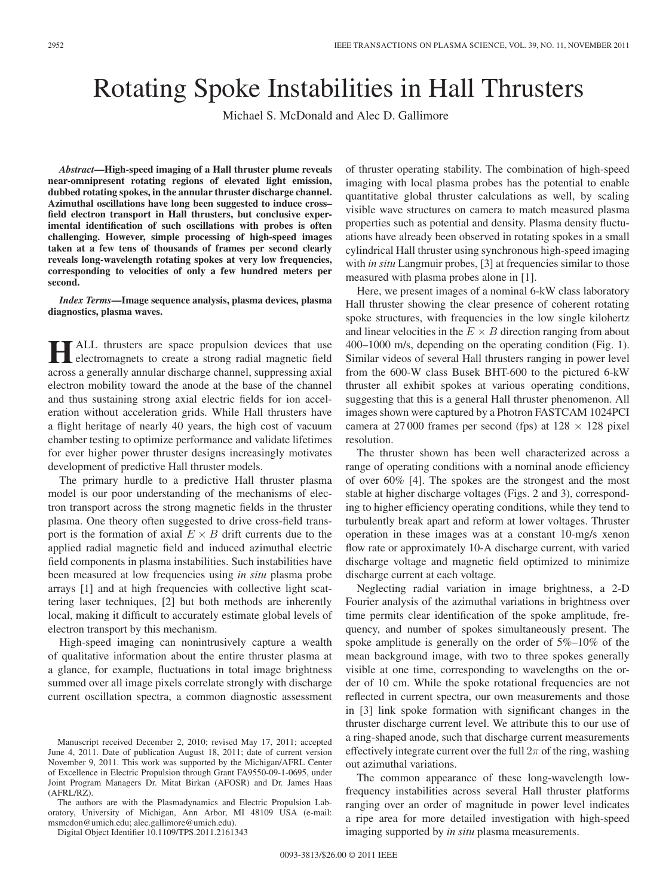# Rotating Spoke Instabilities in Hall Thrusters

Michael S. McDonald and Alec D. Gallimore

***Abstract*—High-speed imaging of a Hall thruster plume reveals near-omnipresent rotating regions of elevated light emission, dubbed rotating spokes, in the annular thruster discharge channel. Azimuthal oscillations have long been suggested to induce cross–field electron transport in Hall thrusters, but conclusive experimental identification of such oscillations with probes is often challenging. However, simple processing of high-speed images taken at a few tens of thousands of frames per second clearly reveals long-wavelength rotating spokes at very low frequencies, corresponding to velocities of only a few hundred meters per second.**

***Index Terms*—Image sequence analysis, plasma devices, plasma diagnostics, plasma waves.**

HALL thrusters are space propulsion devices that use electromagnets to create a strong radial magnetic field across a generally annular discharge channel, suppressing axial electron mobility toward the anode at the base of the channel and thus sustaining strong axial electric fields for ion acceleration without acceleration grids. While Hall thrusters have a flight heritage of nearly 40 years, the high cost of vacuum chamber testing to optimize performance and validate lifetimes for ever higher power thruster designs increasingly motivates development of predictive Hall thruster models.

The primary hurdle to a predictive Hall thruster plasma model is our poor understanding of the mechanisms of electron transport across the strong magnetic fields in the thruster plasma. One theory often suggested to drive cross-field transport is the formation of axial $E \times B$ drift currents due to the applied radial magnetic field and induced azimuthal electric field components in plasma instabilities. Such instabilities have been measured at low frequencies using *in situ* plasma probe arrays [1] and at high frequencies with collective light scattering laser techniques, [2] but both methods are inherently local, making it difficult to accurately estimate global levels of electron transport by this mechanism.

High-speed imaging can nonintrusively capture a wealth of qualitative information about the entire thruster plasma at a glance, for example, fluctuations in total image brightness summed over all image pixels correlate strongly with discharge current oscillation spectra, a common diagnostic assessment of thruster operating stability. The combination of high-speed imaging with local plasma probes has the potential to enable quantitative global thruster calculations as well, by scaling visible wave structures on camera to match measured plasma properties such as potential and density. Plasma density fluctuations have already been observed in rotating spokes in a small cylindrical Hall thruster using synchronous high-speed imaging with *in situ* Langmuir probes, [3] at frequencies similar to those measured with plasma probes alone in [1].

Here, we present images of a nominal 6-kW class laboratory Hall thruster showing the clear presence of coherent rotating spoke structures, with frequencies in the low single kilohertz and linear velocities in the $E \times B$ direction ranging from about 400–1000 m/s, depending on the operating condition (Fig. 1). Similar videos of several Hall thrusters ranging in power level from the 600-W class Busek BHT-600 to the pictured 6-kW thruster all exhibit spokes at various operating conditions, suggesting that this is a general Hall thruster phenomenon. All images shown were captured by a Photron FASTCAM 1024PCI camera at 27 000 frames per second (fps) at $128 \times 128$ pixel resolution.

The thruster shown has been well characterized across a range of operating conditions with a nominal anode efficiency of over 60% [4]. The spokes are the strongest and the most stable at higher discharge voltages (Figs. 2 and 3), corresponding to higher efficiency operating conditions, while they tend to turbulently break apart and reform at lower voltages. Thruster operation in these images was at a constant 10-mg/s xenon flow rate or approximately 10-A discharge current, with varied discharge voltage and magnetic field optimized to minimize discharge current at each voltage.

Neglecting radial variation in image brightness, a 2-D Fourier analysis of the azimuthal variations in brightness over time permits clear identification of the spoke amplitude, frequency, and number of spokes simultaneously present. The spoke amplitude is generally on the order of 5%–10% of the mean background image, with two to three spokes generally visible at one time, corresponding to wavelengths on the order of 10 cm. While the spoke rotational frequencies are not reflected in current spectra, our own measurements and those in [3] link spoke formation with significant changes in the thruster discharge current level. We attribute this to our use of a ring-shaped anode, such that discharge current measurements effectively integrate current over the full $2\pi$ of the ring, washing out azimuthal variations.

The common appearance of these long-wavelength low-frequency instabilities across several Hall thruster platforms ranging over an order of magnitude in power level indicates a ripe area for more detailed investigation with high-speed imaging supported by *in situ* plasma measurements.

Manuscript received December 2, 2010; revised May 17, 2011; accepted June 4, 2011. Date of publication August 18, 2011; date of current version November 9, 2011. This work was supported by the Michigan/AFRL Center of Excellence in Electric Propulsion through Grant FA9550-09-1-0695, under Joint Program Managers Dr. Mitat Birkan (AFOSR) and Dr. James Haas (AFRL/RZ).

The authors are with the Plasmadynamics and Electric Propulsion Laboratory, University of Michigan, Ann Arbor, MI 48109 USA (e-mail: msmcdon@umich.edu; alec.gallimore@umich.edu).

Digital Object Identifier 10.1109/TPS.2011.2161343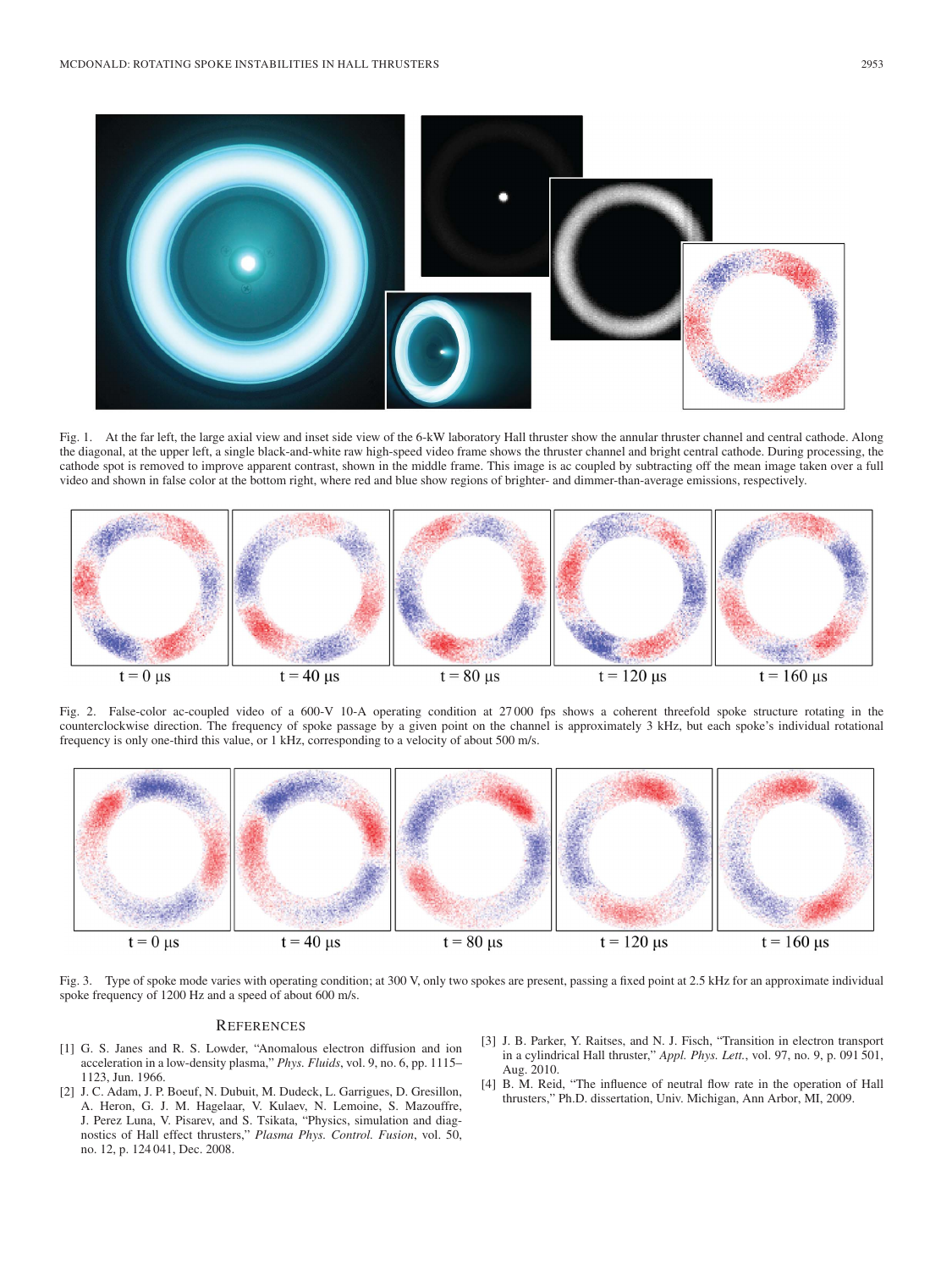t = 0 µs

t = 40 µs

t = 80 µs

t = 120 µs

t = 160 µs

Fig. 1. At the far left, the large axial view and inset side view of the 6-kW laboratory Hall thruster show the annular thruster channel and central cathode. Along the diagonal, at the upper left, a single black-and-white raw high-speed video frame shows the thruster channel and bright central cathode. During processing, the cathode spot is removed to improve apparent contrast, shown in the middle frame. This image is ac coupled by subtracting off the mean image taken over a full video and shown in false color at the bottom right, where red and blue show regions of brighter- and dimmer-than-average emissions, respectively.

Fig. 2. False-color ac-coupled video of a 600-V 10-A operating condition at 27 000 fps shows a coherent threefold spoke structure rotating in the counterclockwise direction. The frequency of spoke passage by a given point on the channel is approximately 3 kHz, but each spoke's individual rotational frequency is only one-third this value, or 1 kHz, corresponding to a velocity of about 500 m/s.

t = 0 µs

t = 40 µs

t = 80 µs

t = 120 µs

t = 160 µs

Fig. 3. Type of spoke mode varies with operating condition; at 300 V, only two spokes are present, passing a fixed point at 2.5 kHz for an approximate individual spoke frequency of 1200 Hz and a speed of about 600 m/s.

## References

[1] G. S. Janes and R. S. Lowder, "Anomalous electron diffusion and ion acceleration in a low-density plasma," *Phys. Fluids*, vol. 9, no. 6, pp. 1115–1123, Jun. 1966.

[2] J. C. Adam, J. P. Boeuf, N. Dubuit, M. Dudeck, L. Garrigues, D. Gresillon, A. Heron, G. J. M. Hagelaar, V. Kulaev, N. Lemoine, S. Mazouffre, J. Perez Luna, V. Pisarev, and S. Tsikata, "Physics, simulation and diagnostics of Hall effect thrusters," *Plasma Phys. Control. Fusion*, vol. 50, no. 12, p. 124 041, Dec. 2008.

[3] J. B. Parker, Y. Raitses, and N. J. Fisch, "Transition in electron transport in a cylindrical Hall thruster," *Appl. Phys. Lett.*, vol. 97, no. 9, p. 091 501, Aug. 2010.

[4] B. M. Reid, "The influence of neutral flow rate in the operation of Hall thrusters," Ph.D. dissertation, Univ. Michigan, Ann Arbor, MI, 2009.